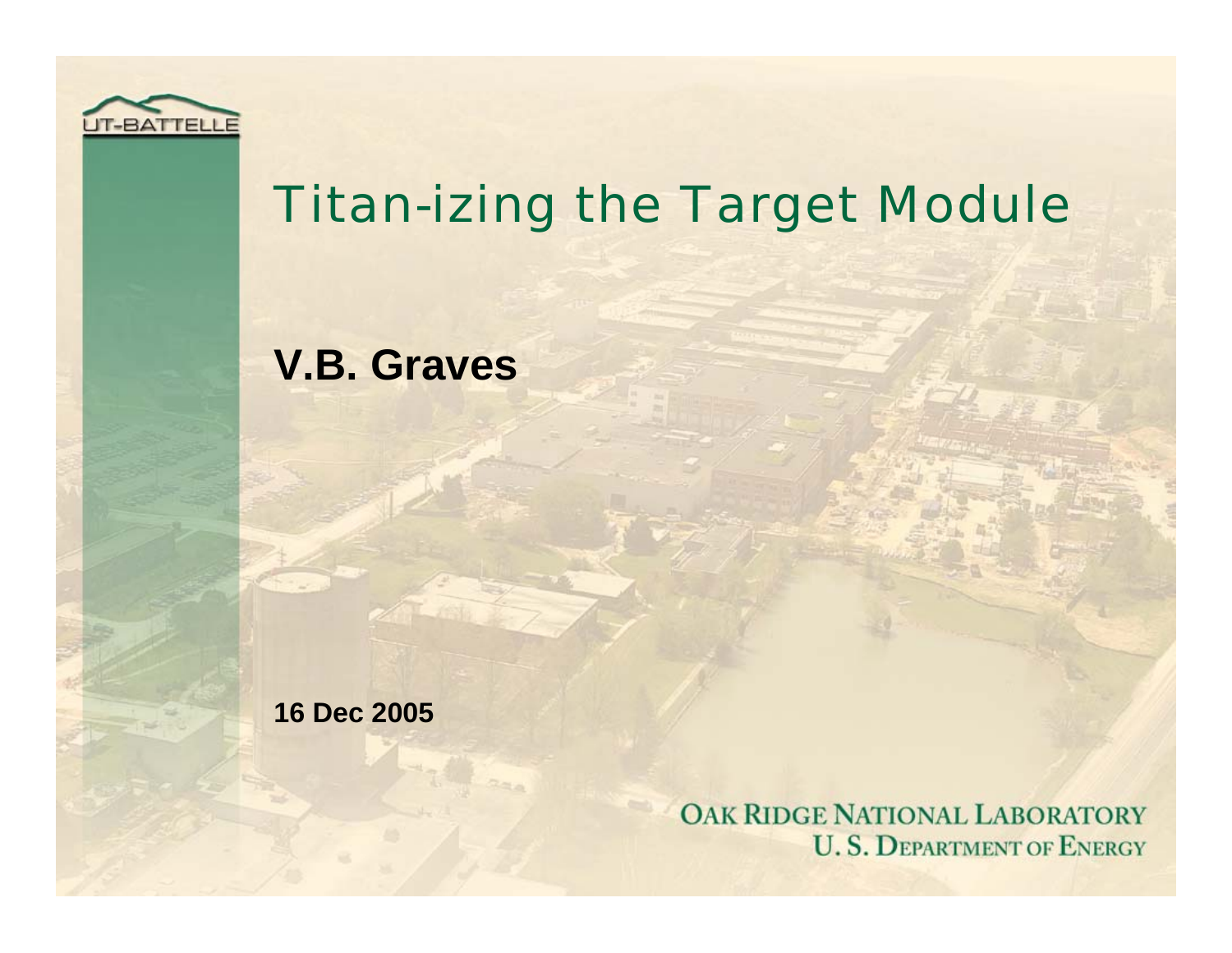# Titan-izing the Target Module

**V.B. Graves**

**16 Dec 2005**

OAK RIDGE NATIONAL LABORATORY
U. S. DEPARTMENT OF ENERGY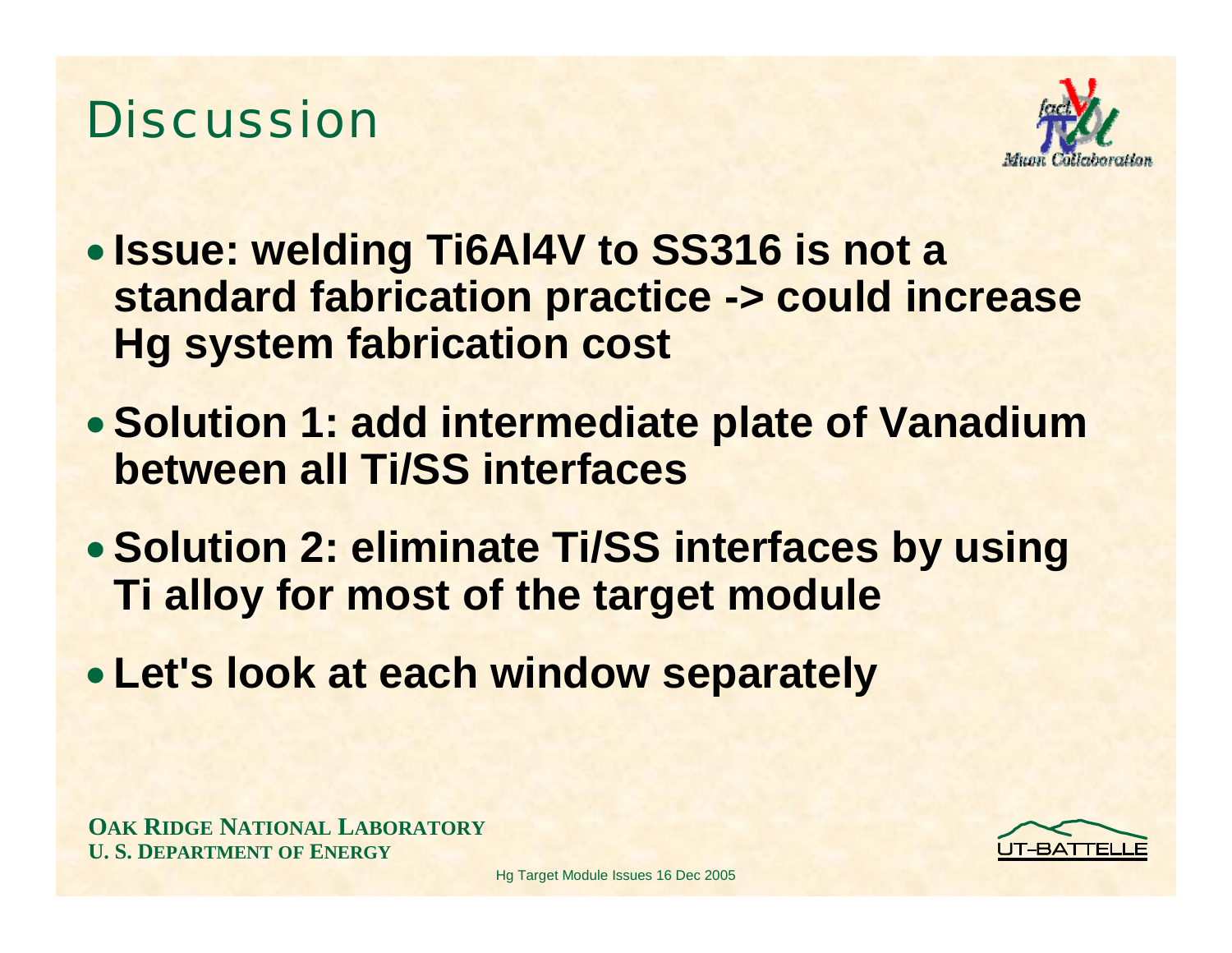# Discussion

- **Issue: welding Ti6Al4V to SS316 is not a standard fabrication practice -> could increase Hg system fabrication cost**
- **Solution 1: add intermediate plate of Vanadium between all Ti/SS interfaces**
- **Solution 2: eliminate Ti/SS interfaces by using Ti alloy for most of the target module**
- **Let's look at each window separately**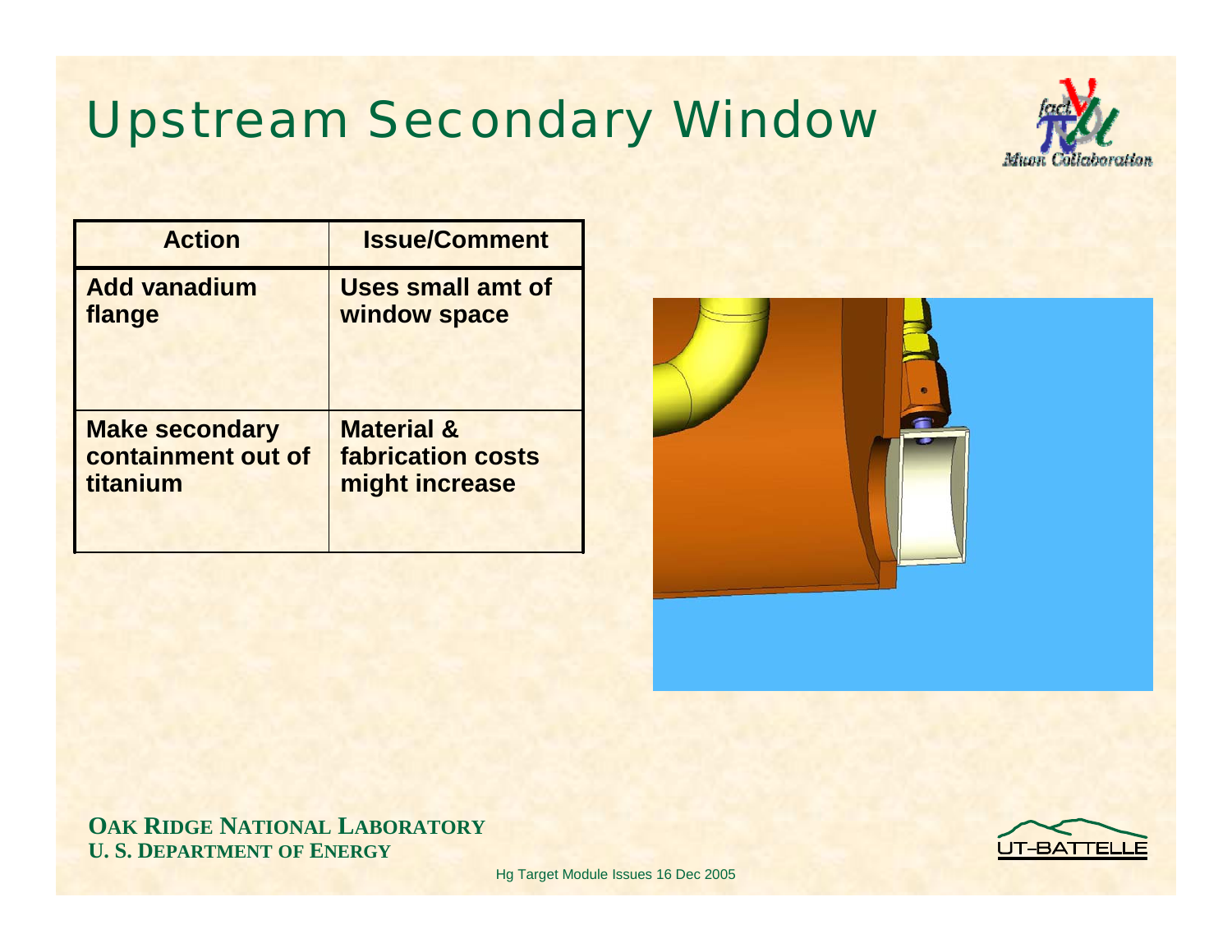# Upstream Secondary Window

| Action | Issue/Comment |
|---|---|
| **Add vanadium flange** | **Uses small amt of window space** |
| **Make secondary containment out of titanium** | **Material & fabrication costs might increase** |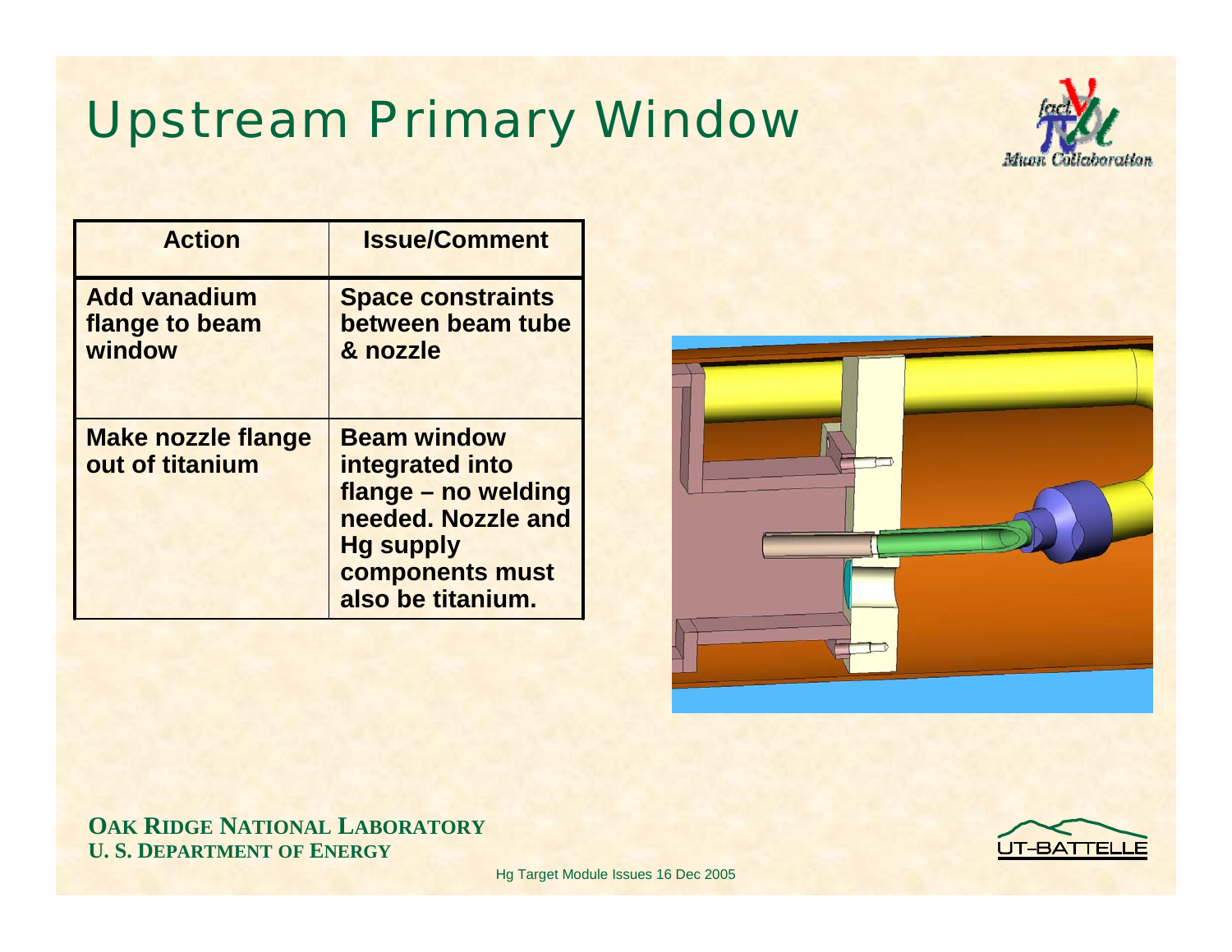# Upstream Primary Window

| Action | Issue/Comment |
| --- | --- |
| Add vanadium flange to beam window | Space constraints between beam tube & nozzle |
| Make nozzle flange out of titanium | Beam window integrated into flange – no welding needed. Nozzle and Hg supply components must also be titanium. |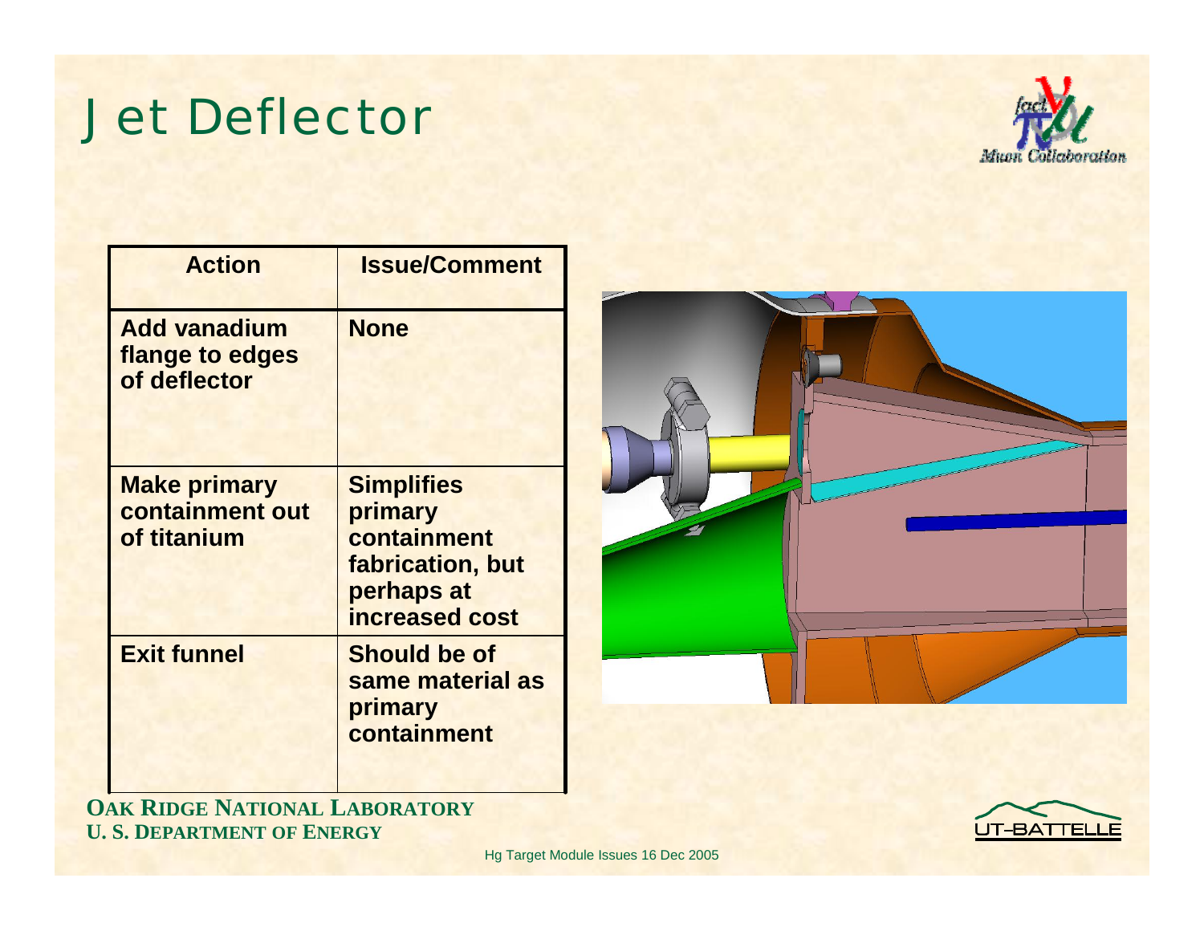# Jet Deflector

| Action | Issue/Comment |
| --- | --- |
| Add vanadium flange to edges of deflector | None |
| Make primary containment out of titanium | Simplifies primary containment fabrication, but perhaps at increased cost |
| Exit funnel | Should be of same material as primary containment |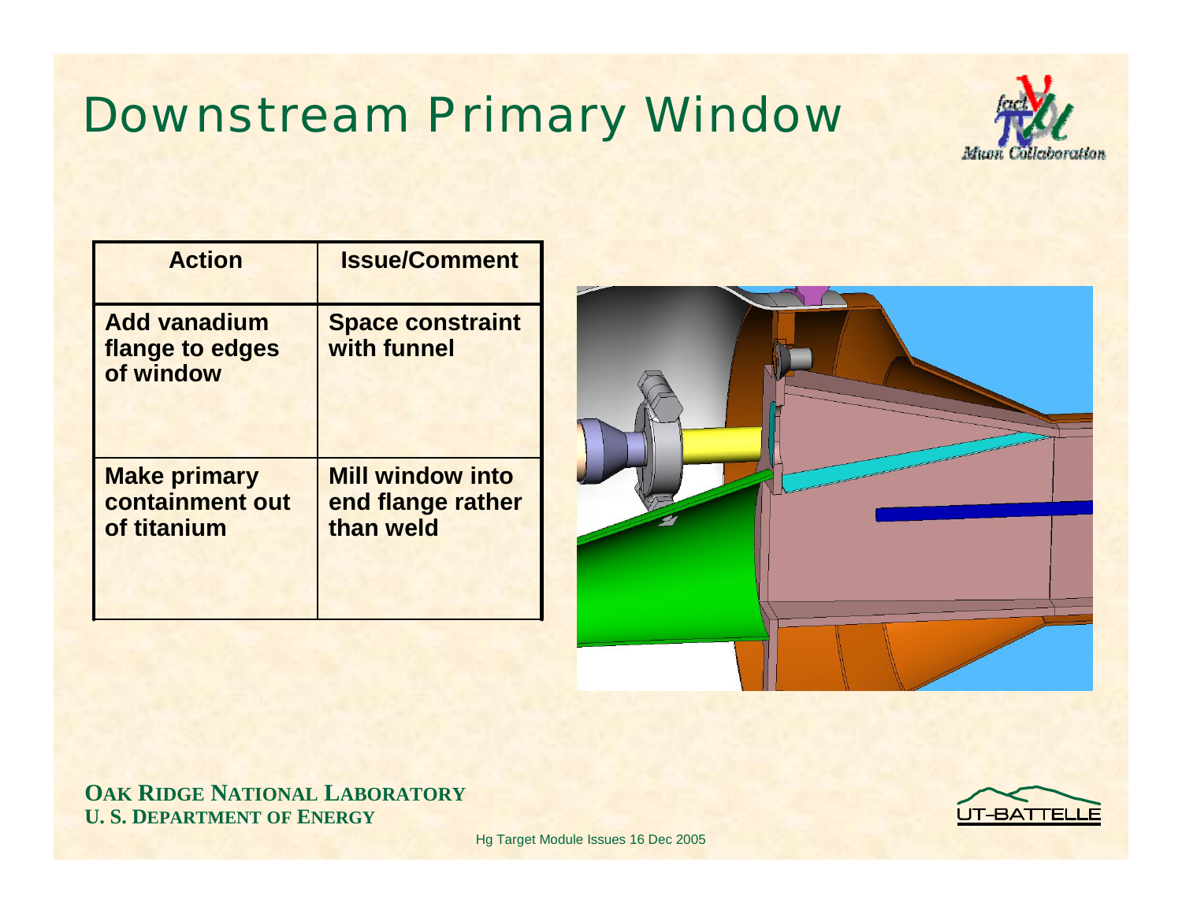# Downstream Primary Window

| Action | Issue/Comment |
| --- | --- |
| Add vanadium flange to edges of window | Space constraint with funnel |
| Make primary containment out of titanium | Mill window into end flange rather than weld |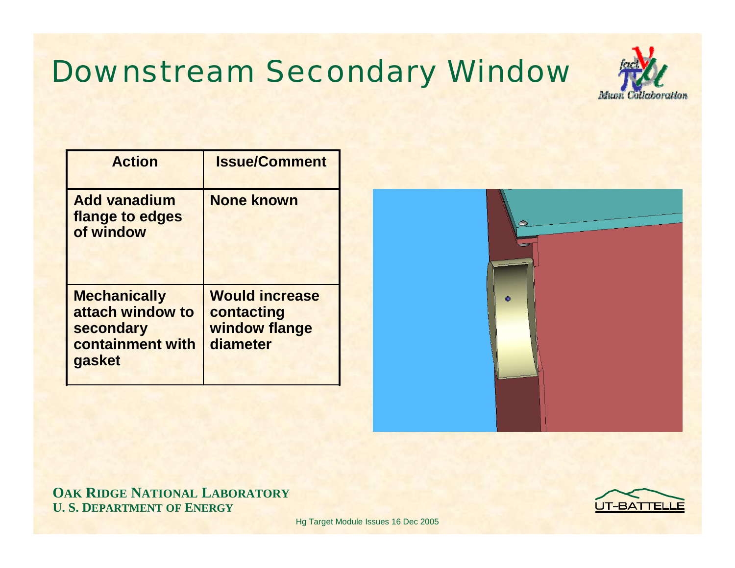# Downstream Secondary Window

| Action | Issue/Comment |
|---|---|
| **Add vanadium flange to edges of window** | **None known** |
| **Mechanically attach window to secondary containment with gasket** | **Would increase contacting window flange diameter** |

**OAK RIDGE NATIONAL LABORATORY**
**U. S. DEPARTMENT OF ENERGY**

Hg Target Module Issues 16 Dec 2005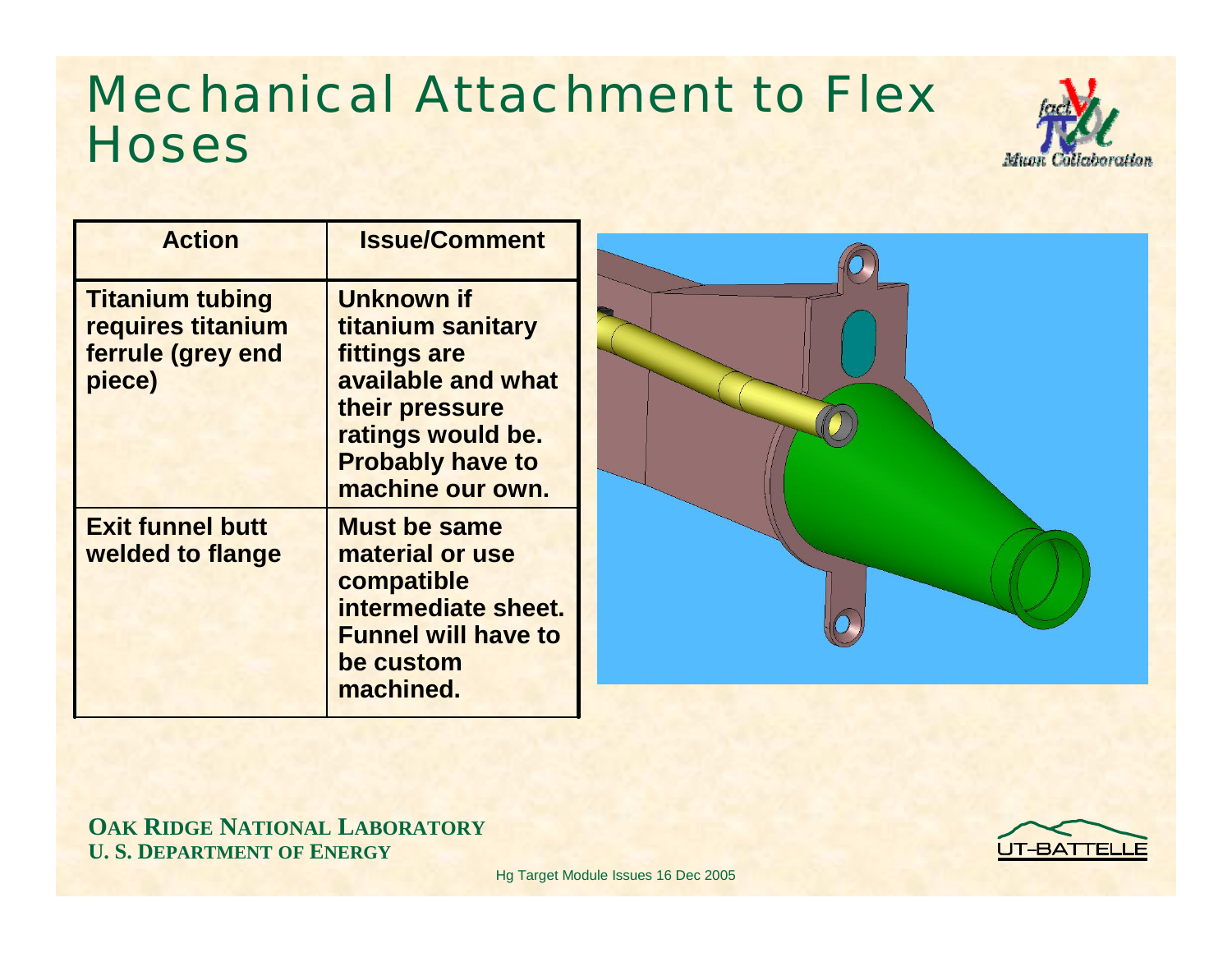# Mechanical Attachment to Flex Hoses

| Action | Issue/Comment |
|---|---|
| Titanium tubing requires titanium ferrule (grey end piece) | Unknown if titanium sanitary fittings are available and what their pressure ratings would be. Probably have to machine our own. |
| Exit funnel butt welded to flange | Must be same material or use compatible intermediate sheet. Funnel will have to be custom machined. |

Hg Target Module Issues 16 Dec 2005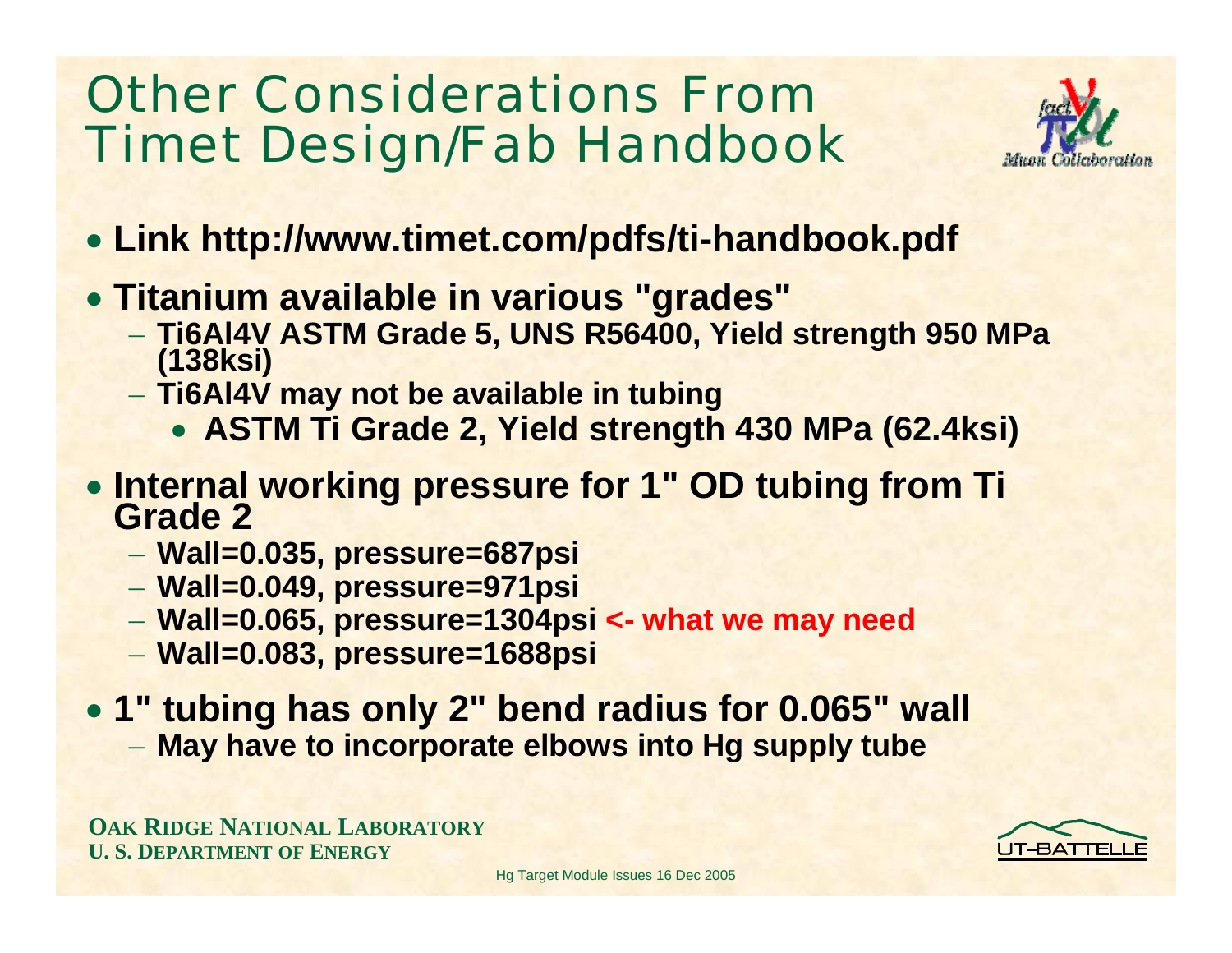# Other Considerations From Timet Design/Fab Handbook

- **Link http://www.timet.com/pdfs/ti-handbook.pdf**
- **Titanium available in various "grades"**
  - **Ti6Al4V ASTM Grade 5, UNS R56400, Yield strength 950 MPa (138ksi)**
  - **Ti6Al4V may not be available in tubing**
    - **ASTM Ti Grade 2, Yield strength 430 MPa (62.4ksi)**
- **Internal working pressure for 1" OD tubing from Ti Grade 2**
  - **Wall=0.035, pressure=687psi**
  - **Wall=0.049, pressure=971psi**
  - **Wall=0.065, pressure=1304psi <- what we may need**
  - **Wall=0.083, pressure=1688psi**
- **1" tubing has only 2" bend radius for 0.065" wall**
  - **May have to incorporate elbows into Hg supply tube**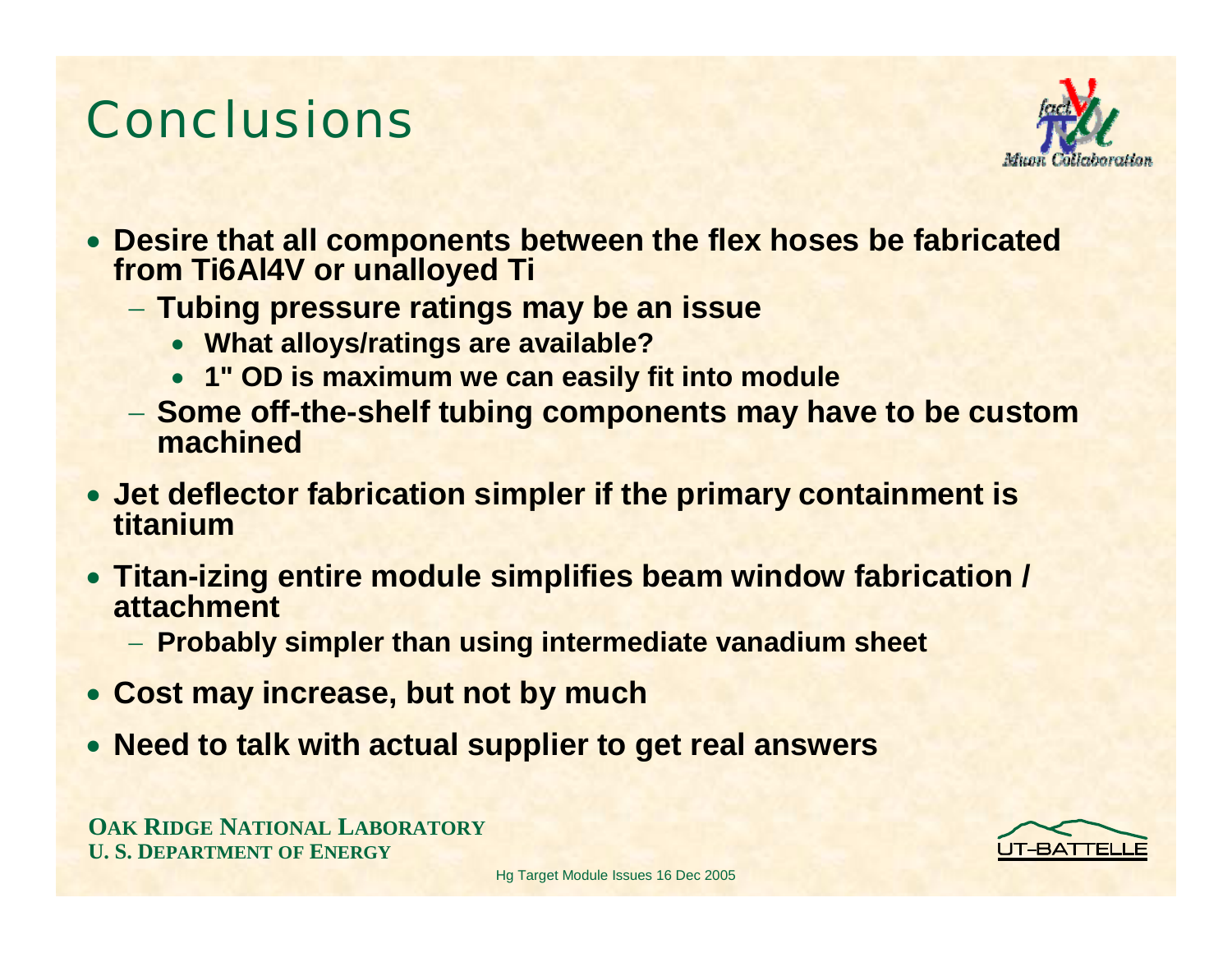# Conclusions

- **Desire that all components between the flex hoses be fabricated from Ti6Al4V or unalloyed Ti**
  - **Tubing pressure ratings may be an issue**
    - **What alloys/ratings are available?**
    - **1" OD is maximum we can easily fit into module**
  - **Some off-the-shelf tubing components may have to be custom machined**
- **Jet deflector fabrication simpler if the primary containment is titanium**
- **Titan-izing entire module simplifies beam window fabrication / attachment**
  - **Probably simpler than using intermediate vanadium sheet**
- **Cost may increase, but not by much**
- **Need to talk with actual supplier to get real answers**